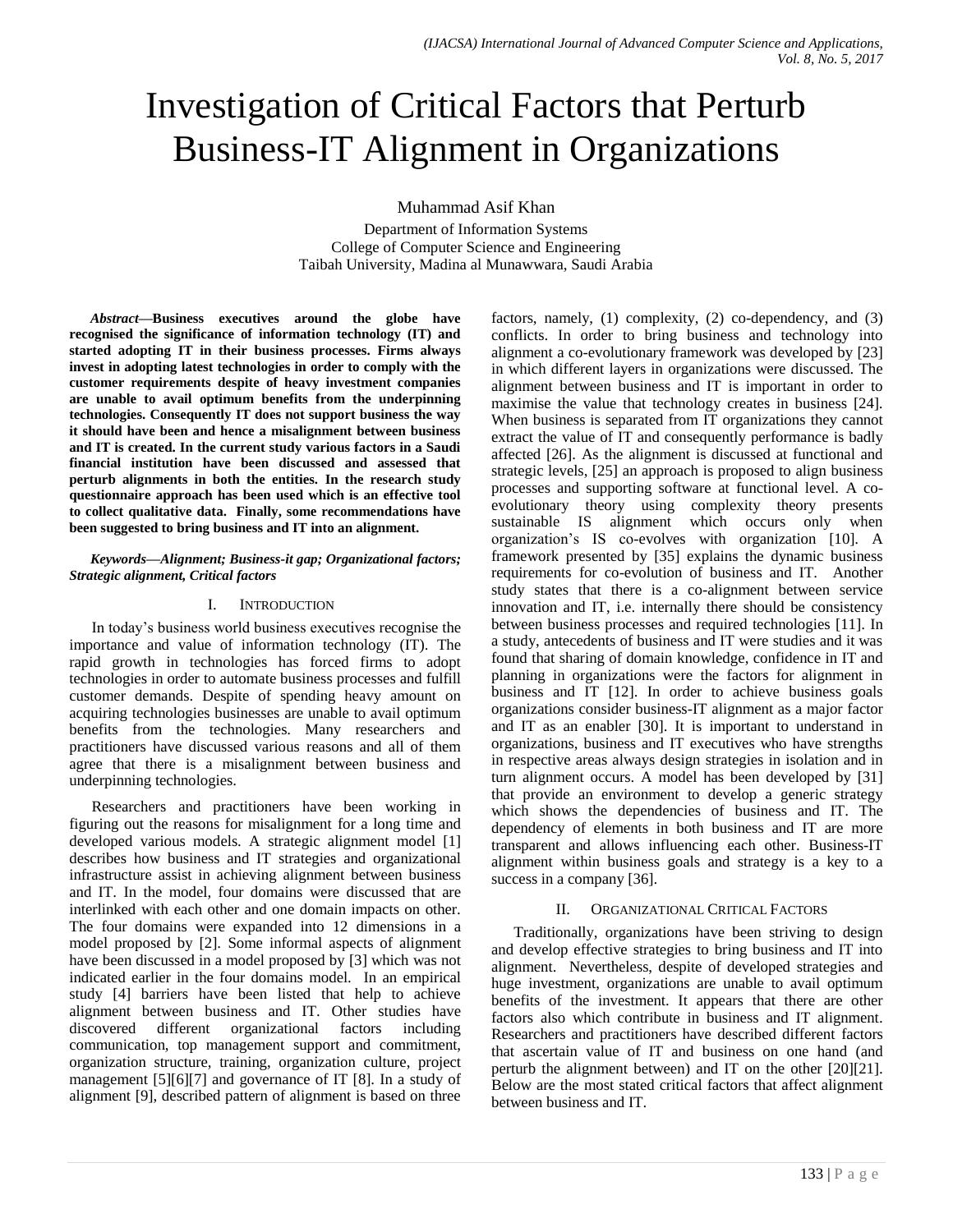# Investigation of Critical Factors that Perturb Business-IT Alignment in Organizations

Muhammad Asif Khan

Department of Information Systems
College of Computer Science and Engineering
Taibah University, Madina al Munawwara, Saudi Arabia

***Abstract*—Business executives around the globe have recognised the significance of information technology (IT) and started adopting IT in their business processes. Firms always invest in adopting latest technologies in order to comply with the customer requirements despite of heavy investment companies are unable to avail optimum benefits from the underpinning technologies. Consequently IT does not support business the way it should have been and hence a misalignment between business and IT is created. In the current study various factors in a Saudi financial institution have been discussed and assessed that perturb alignments in both the entities. In the research study questionnaire approach has been used which is an effective tool to collect qualitative data. Finally, some recommendations have been suggested to bring business and IT into an alignment.**

***Keywords*—*Alignment; Business-it gap; Organizational factors; Strategic alignment, Critical factors***

## I. Introduction

In today's business world business executives recognise the importance and value of information technology (IT). The rapid growth in technologies has forced firms to adopt technologies in order to automate business processes and fulfill customer demands. Despite of spending heavy amount on acquiring technologies businesses are unable to avail optimum benefits from the technologies. Many researchers and practitioners have discussed various reasons and all of them agree that there is a misalignment between business and underpinning technologies.

Researchers and practitioners have been working in figuring out the reasons for misalignment for a long time and developed various models. A strategic alignment model [1] describes how business and IT strategies and organizational infrastructure assist in achieving alignment between business and IT. In the model, four domains were discussed that are interlinked with each other and one domain impacts on other. The four domains were expanded into 12 dimensions in a model proposed by [2]. Some informal aspects of alignment have been discussed in a model proposed by [3] which was not indicated earlier in the four domains model. In an empirical study [4] barriers have been listed that help to achieve alignment between business and IT. Other studies have discovered different organizational factors including communication, top management support and commitment, organization structure, training, organization culture, project management [5][6][7] and governance of IT [8]. In a study of alignment [9], described pattern of alignment is based on three factors, namely, (1) complexity, (2) co-dependency, and (3) conflicts. In order to bring business and technology into alignment a co-evolutionary framework was developed by [23] in which different layers in organizations were discussed. The alignment between business and IT is important in order to maximise the value that technology creates in business [24]. When business is separated from IT organizations they cannot extract the value of IT and consequently performance is badly affected [26]. As the alignment is discussed at functional and strategic levels, [25] an approach is proposed to align business processes and supporting software at functional level. A co-evolutionary theory using complexity theory presents sustainable IS alignment which occurs only when organization's IS co-evolves with organization [10]. A framework presented by [35] explains the dynamic business requirements for co-evolution of business and IT. Another study states that there is a co-alignment between service innovation and IT, i.e. internally there should be consistency between business processes and required technologies [11]. In a study, antecedents of business and IT were studies and it was found that sharing of domain knowledge, confidence in IT and planning in organizations were the factors for alignment in business and IT [12]. In order to achieve business goals organizations consider business-IT alignment as a major factor and IT as an enabler [30]. It is important to understand in organizations, business and IT executives who have strengths in respective areas always design strategies in isolation and in turn alignment occurs. A model has been developed by [31] that provide an environment to develop a generic strategy which shows the dependencies of business and IT. The dependency of elements in both business and IT are more transparent and allows influencing each other. Business-IT alignment within business goals and strategy is a key to a success in a company [36].

## II. Organizational Critical Factors

Traditionally, organizations have been striving to design and develop effective strategies to bring business and IT into alignment. Nevertheless, despite of developed strategies and huge investment, organizations are unable to avail optimum benefits of the investment. It appears that there are other factors also which contribute in business and IT alignment. Researchers and practitioners have described different factors that ascertain value of IT and business on one hand (and perturb the alignment between) and IT on the other [20][21]. Below are the most stated critical factors that affect alignment between business and IT.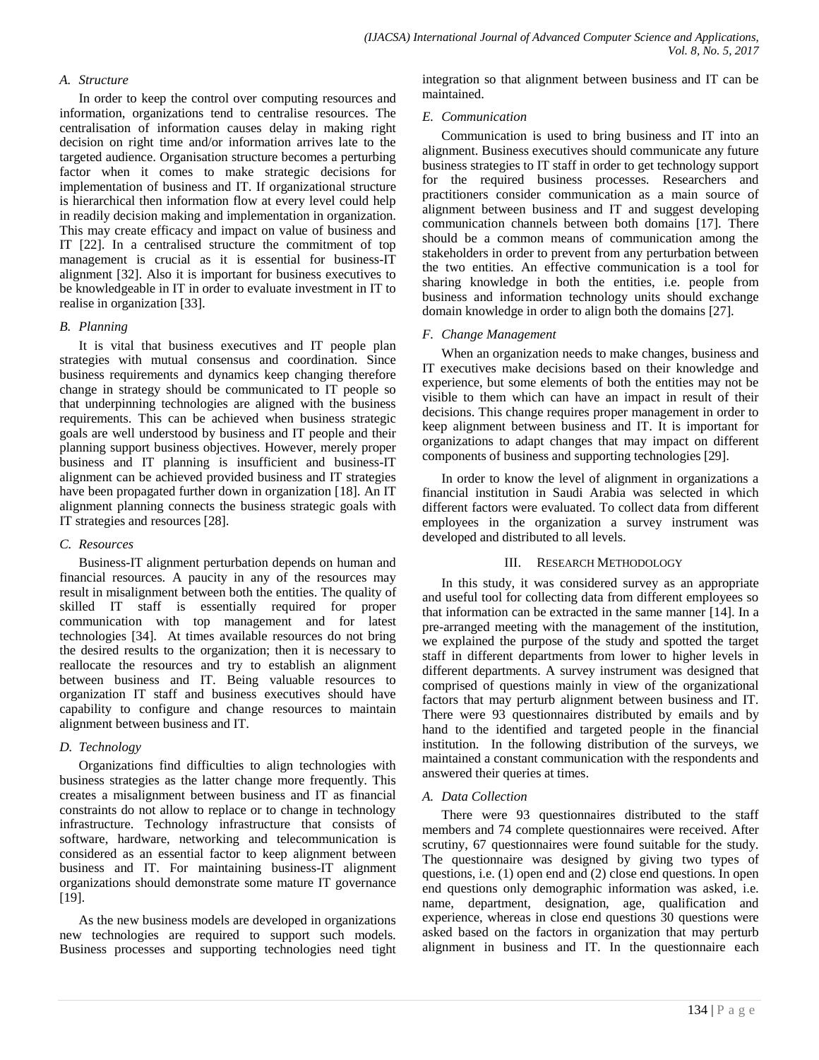### A. Structure

In order to keep the control over computing resources and information, organizations tend to centralise resources. The centralisation of information causes delay in making right decision on right time and/or information arrives late to the targeted audience. Organisation structure becomes a perturbing factor when it comes to make strategic decisions for implementation of business and IT. If organizational structure is hierarchical then information flow at every level could help in readily decision making and implementation in organization. This may create efficacy and impact on value of business and IT [22]. In a centralised structure the commitment of top management is crucial as it is essential for business-IT alignment [32]. Also it is important for business executives to be knowledgeable in IT in order to evaluate investment in IT to realise in organization [33].

### B. Planning

It is vital that business executives and IT people plan strategies with mutual consensus and coordination. Since business requirements and dynamics keep changing therefore change in strategy should be communicated to IT people so that underpinning technologies are aligned with the business requirements. This can be achieved when business strategic goals are well understood by business and IT people and their planning support business objectives. However, merely proper business and IT planning is insufficient and business-IT alignment can be achieved provided business and IT strategies have been propagated further down in organization [18]. An IT alignment planning connects the business strategic goals with IT strategies and resources [28].

### C. Resources

Business-IT alignment perturbation depends on human and financial resources. A paucity in any of the resources may result in misalignment between both the entities. The quality of skilled IT staff is essentially required for proper communication with top management and for latest technologies [34]. At times available resources do not bring the desired results to the organization; then it is necessary to reallocate the resources and try to establish an alignment between business and IT. Being valuable resources to organization IT staff and business executives should have capability to configure and change resources to maintain alignment between business and IT.

### D. Technology

Organizations find difficulties to align technologies with business strategies as the latter change more frequently. This creates a misalignment between business and IT as financial constraints do not allow to replace or to change in technology infrastructure. Technology infrastructure that consists of software, hardware, networking and telecommunication is considered as an essential factor to keep alignment between business and IT. For maintaining business-IT alignment organizations should demonstrate some mature IT governance [19].

As the new business models are developed in organizations new technologies are required to support such models. Business processes and supporting technologies need tight integration so that alignment between business and IT can be maintained.

### E. Communication

Communication is used to bring business and IT into an alignment. Business executives should communicate any future business strategies to IT staff in order to get technology support for the required business processes. Researchers and practitioners consider communication as a main source of alignment between business and IT and suggest developing communication channels between both domains [17]. There should be a common means of communication among the stakeholders in order to prevent from any perturbation between the two entities. An effective communication is a tool for sharing knowledge in both the entities, i.e. people from business and information technology units should exchange domain knowledge in order to align both the domains [27].

### F. Change Management

When an organization needs to make changes, business and IT executives make decisions based on their knowledge and experience, but some elements of both the entities may not be visible to them which can have an impact in result of their decisions. This change requires proper management in order to keep alignment between business and IT. It is important for organizations to adapt changes that may impact on different components of business and supporting technologies [29].

In order to know the level of alignment in organizations a financial institution in Saudi Arabia was selected in which different factors were evaluated. To collect data from different employees in the organization a survey instrument was developed and distributed to all levels.

## III. Research Methodology

In this study, it was considered survey as an appropriate and useful tool for collecting data from different employees so that information can be extracted in the same manner [14]. In a pre-arranged meeting with the management of the institution, we explained the purpose of the study and spotted the target staff in different departments from lower to higher levels in different departments. A survey instrument was designed that comprised of questions mainly in view of the organizational factors that may perturb alignment between business and IT. There were 93 questionnaires distributed by emails and by hand to the identified and targeted people in the financial institution. In the following distribution of the surveys, we maintained a constant communication with the respondents and answered their queries at times.

### A. Data Collection

There were 93 questionnaires distributed to the staff members and 74 complete questionnaires were received. After scrutiny, 67 questionnaires were found suitable for the study. The questionnaire was designed by giving two types of questions, i.e. (1) open end and (2) close end questions. In open end questions only demographic information was asked, i.e. name, department, designation, age, qualification and experience, whereas in close end questions 30 questions were asked based on the factors in organization that may perturb alignment in business and IT. In the questionnaire each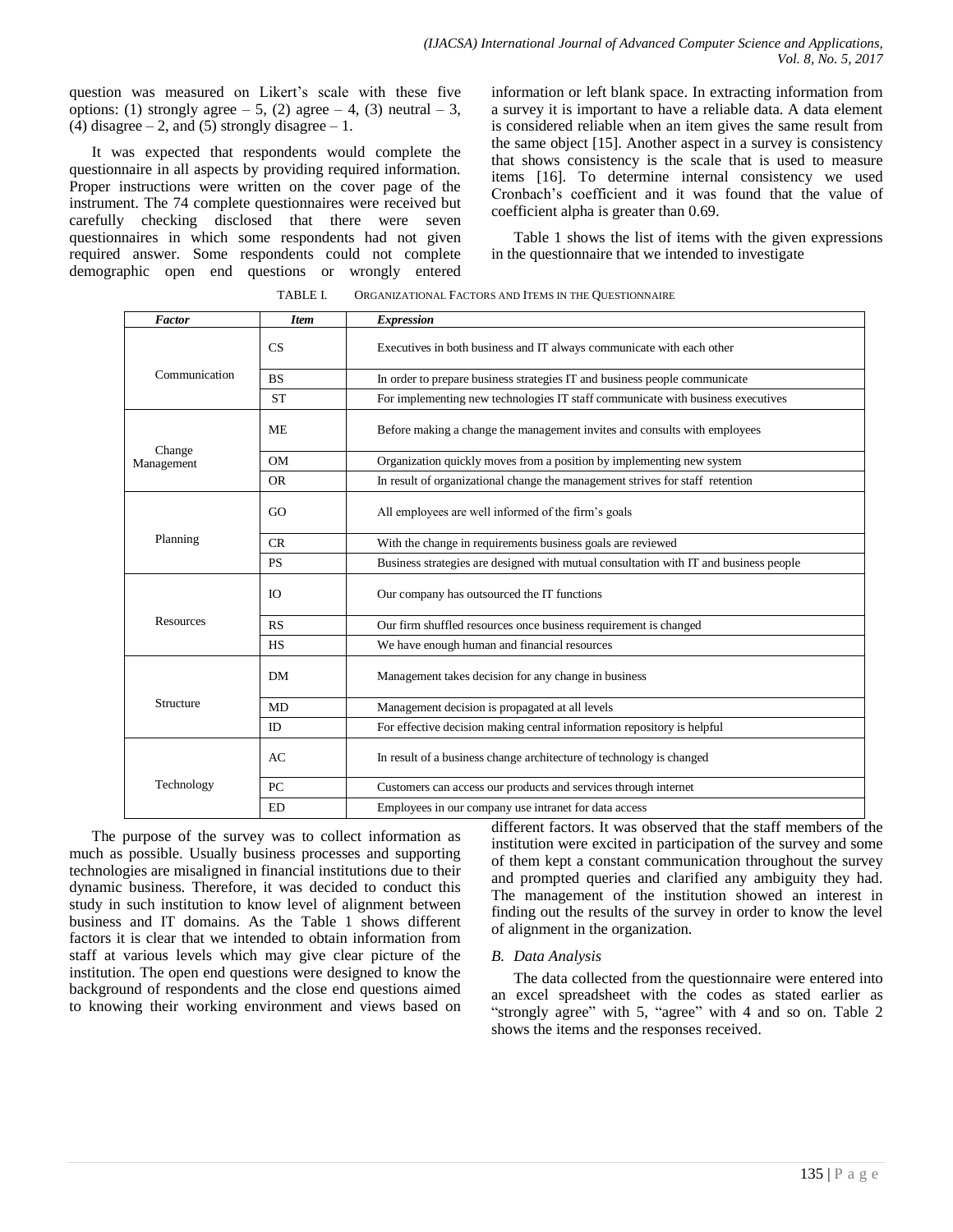question was measured on Likert's scale with these five options: (1) strongly agree – 5, (2) agree – 4, (3) neutral – 3, (4) disagree – 2, and (5) strongly disagree – 1.

It was expected that respondents would complete the questionnaire in all aspects by providing required information. Proper instructions were written on the cover page of the instrument. The 74 complete questionnaires were received but carefully checking disclosed that there were seven questionnaires in which some respondents had not given required answer. Some respondents could not complete demographic open end questions or wrongly entered information or left blank space. In extracting information from a survey it is important to have a reliable data. A data element is considered reliable when an item gives the same result from the same object [15]. Another aspect in a survey is consistency that shows consistency is the scale that is used to measure items [16]. To determine internal consistency we used Cronbach's coefficient and it was found that the value of coefficient alpha is greater than 0.69.

Table 1 shows the list of items with the given expressions in the questionnaire that we intended to investigate

TABLE I. ORGANIZATIONAL FACTORS AND ITEMS IN THE QUESTIONNAIRE

| *Factor* | *Item* | *Expression* |
|---|---|---|
| Communication | CS | Executives in both business and IT always communicate with each other |
| | BS | In order to prepare business strategies IT and business people communicate |
| | ST | For implementing new technologies IT staff communicate with business executives |
| Change Management | ME | Before making a change the management invites and consults with employees |
| | OM | Organization quickly moves from a position by implementing new system |
| | OR | In result of organizational change the management strives for staff retention |
| Planning | GO | All employees are well informed of the firm's goals |
| | CR | With the change in requirements business goals are reviewed |
| | PS | Business strategies are designed with mutual consultation with IT and business people |
| Resources | IO | Our company has outsourced the IT functions |
| | RS | Our firm shuffled resources once business requirement is changed |
| | HS | We have enough human and financial resources |
| Structure | DM | Management takes decision for any change in business |
| | MD | Management decision is propagated at all levels |
| | ID | For effective decision making central information repository is helpful |
| Technology | AC | In result of a business change architecture of technology is changed |
| | PC | Customers can access our products and services through internet |
| | ED | Employees in our company use intranet for data access |

The purpose of the survey was to collect information as much as possible. Usually business processes and supporting technologies are misaligned in financial institutions due to their dynamic business. Therefore, it was decided to conduct this study in such institution to know level of alignment between business and IT domains. As the Table 1 shows different factors it is clear that we intended to obtain information from staff at various levels which may give clear picture of the institution. The open end questions were designed to know the background of respondents and the close end questions aimed to knowing their working environment and views based on different factors. It was observed that the staff members of the institution were excited in participation of the survey and some of them kept a constant communication throughout the survey and prompted queries and clarified any ambiguity they had. The management of the institution showed an interest in finding out the results of the survey in order to know the level of alignment in the organization.

### *B. Data Analysis*

The data collected from the questionnaire were entered into an excel spreadsheet with the codes as stated earlier as "strongly agree" with 5, "agree" with 4 and so on. Table 2 shows the items and the responses received.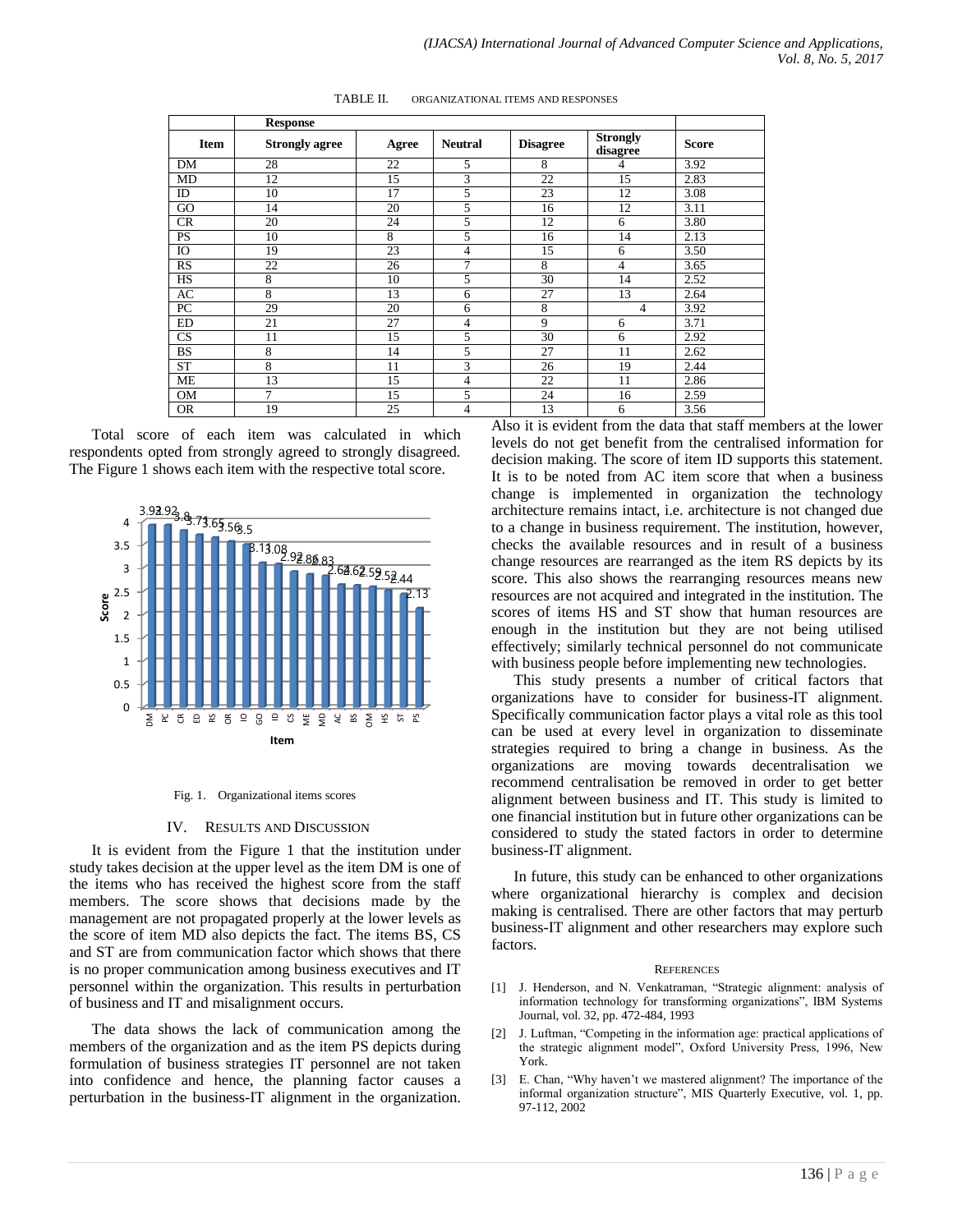TABLE II. ORGANIZATIONAL ITEMS AND RESPONSES

| | Response | | | | | |
|---|---|---|---|---|---|---|
| Item | Strongly agree | Agree | Neutral | Disagree | Strongly disagree | Score |
| DM | 28 | 22 | 5 | 8 | 4 | 3.92 |
| MD | 12 | 15 | 3 | 22 | 15 | 2.83 |
| ID | 10 | 17 | 5 | 23 | 12 | 3.08 |
| GO | 14 | 20 | 5 | 16 | 12 | 3.11 |
| CR | 20 | 24 | 5 | 12 | 6 | 3.80 |
| PS | 10 | 8 | 5 | 16 | 14 | 2.13 |
| IO | 19 | 23 | 4 | 15 | 6 | 3.50 |
| RS | 22 | 26 | 7 | 8 | 4 | 3.65 |
| HS | 8 | 10 | 5 | 30 | 14 | 2.52 |
| AC | 8 | 13 | 6 | 27 | 13 | 2.64 |
| PC | 29 | 20 | 6 | 8 | 4 | 3.92 |
| ED | 21 | 27 | 4 | 9 | 6 | 3.71 |
| CS | 11 | 15 | 5 | 30 | 6 | 2.92 |
| BS | 8 | 14 | 5 | 27 | 11 | 2.62 |
| ST | 8 | 11 | 3 | 26 | 19 | 2.44 |
| ME | 13 | 15 | 4 | 22 | 11 | 2.86 |
| OM | 7 | 15 | 5 | 24 | 16 | 2.59 |
| OR | 19 | 25 | 4 | 13 | 6 | 3.56 |

Total score of each item was calculated in which respondents opted from strongly agreed to strongly disagreed. The Figure 1 shows each item with the respective total score.

Fig. 1. Organizational items scores

## IV. Results and Discussion

It is evident from the Figure 1 that the institution under study takes decision at the upper level as the item DM is one of the items who has received the highest score from the staff members. The score shows that decisions made by the management are not propagated properly at the lower levels as the score of item MD also depicts the fact. The items BS, CS and ST are from communication factor which shows that there is no proper communication among business executives and IT personnel within the organization. This results in perturbation of business and IT and misalignment occurs.

The data shows the lack of communication among the members of the organization and as the item PS depicts during formulation of business strategies IT personnel are not taken into confidence and hence, the planning factor causes a perturbation in the business-IT alignment in the organization. Also it is evident from the data that staff members at the lower levels do not get benefit from the centralised information for decision making. The score of item ID supports this statement. It is to be noted from AC item score that when a business change is implemented in organization the technology architecture remains intact, i.e. architecture is not changed due to a change in business requirement. The institution, however, checks the available resources and in result of a business change resources are rearranged as the item RS depicts by its score. This also shows the rearranging resources means new resources are not acquired and integrated in the institution. The scores of items HS and ST show that human resources are enough in the institution but they are not being utilised effectively; similarly technical personnel do not communicate with business people before implementing new technologies.

This study presents a number of critical factors that organizations have to consider for business-IT alignment. Specifically communication factor plays a vital role as this tool can be used at every level in organization to disseminate strategies required to bring a change in business. As the organizations are moving towards decentralisation we recommend centralisation be removed in order to get better alignment between business and IT. This study is limited to one financial institution but in future other organizations can be considered to study the stated factors in order to determine business-IT alignment.

In future, this study can be enhanced to other organizations where organizational hierarchy is complex and decision making is centralised. There are other factors that may perturb business-IT alignment and other researchers may explore such factors.

## References

[1] J. Henderson, and N. Venkatraman, "Strategic alignment: analysis of information technology for transforming organizations", IBM Systems Journal, vol. 32, pp. 472-484, 1993

[2] J. Luftman, "Competing in the information age: practical applications of the strategic alignment model", Oxford University Press, 1996, New York.

[3] E. Chan, "Why haven't we mastered alignment? The importance of the informal organization structure", MIS Quarterly Executive, vol. 1, pp. 97-112, 2002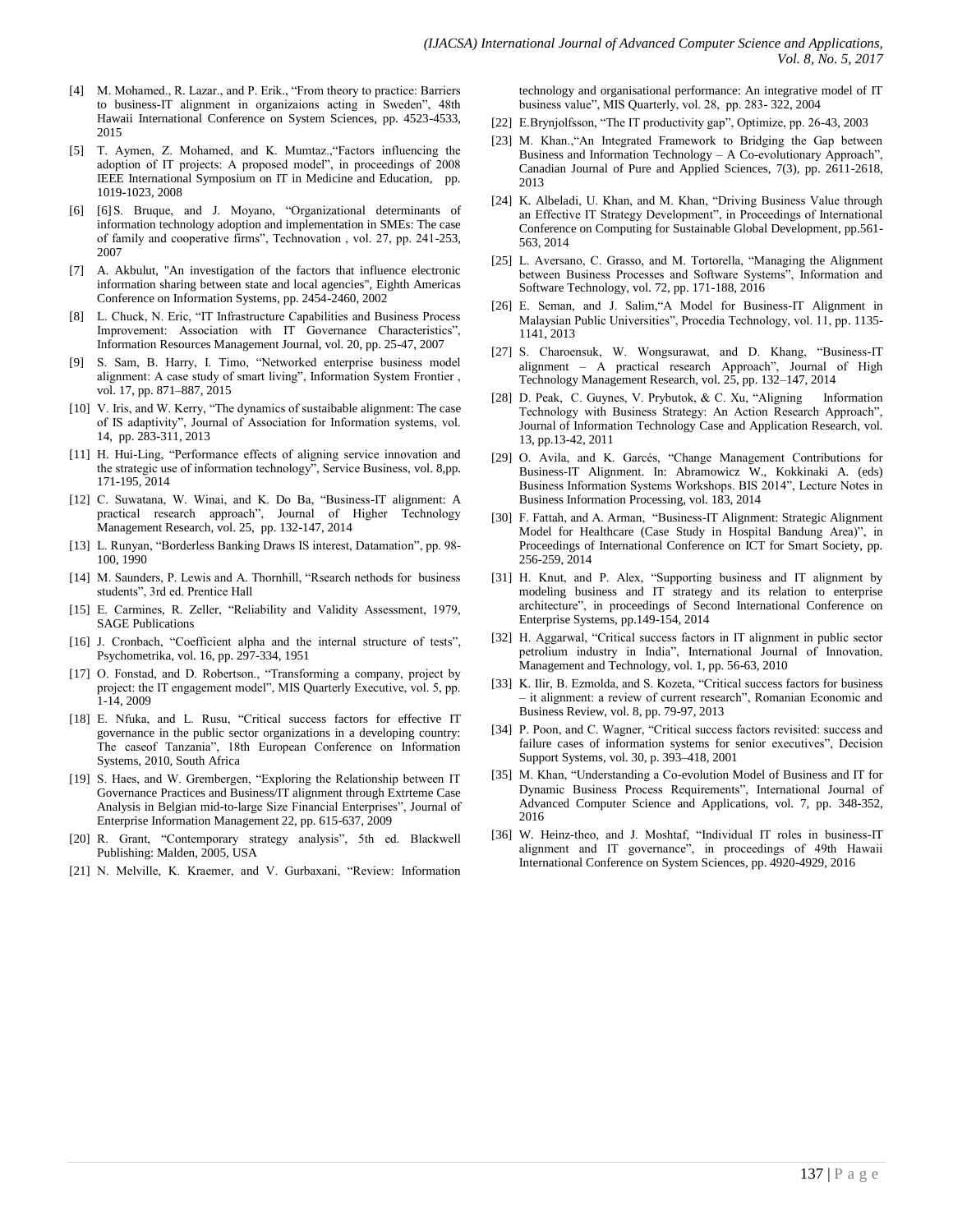[4] M. Mohamed., R. Lazar., and P. Erik., "From theory to practice: Barriers to business-IT alignment in organizaions acting in Sweden", 48th Hawaii International Conference on System Sciences, pp. 4523-4533, 2015

[5] T. Aymen, Z. Mohamed, and K. Mumtaz.,"Factors influencing the adoption of IT projects: A proposed model", in proceedings of 2008 IEEE International Symposium on IT in Medicine and Education, pp. 1019-1023, 2008

[6] [6] S. Bruque, and J. Moyano, "Organizational determinants of information technology adoption and implementation in SMEs: The case of family and cooperative firms", Technovation , vol. 27, pp. 241-253, 2007

[7] A. Akbulut, "An investigation of the factors that influence electronic information sharing between state and local agencies", Eighth Americas Conference on Information Systems, pp. 2454-2460, 2002

[8] L. Chuck, N. Eric, "IT Infrastructure Capabilities and Business Process Improvement: Association with IT Governance Characteristics", Information Resources Management Journal, vol. 20, pp. 25-47, 2007

[9] S. Sam, B. Harry, I. Timo, "Networked enterprise business model alignment: A case study of smart living", Information System Frontier , vol. 17, pp. 871–887, 2015

[10] V. Iris, and W. Kerry, "The dynamics of sustaibable alignment: The case of IS adaptivity", Journal of Association for Information systems, vol. 14, pp. 283-311, 2013

[11] H. Hui-Ling, "Performance effects of aligning service innovation and the strategic use of information technology", Service Business, vol. 8,pp. 171-195, 2014

[12] C. Suwatana, W. Winai, and K. Do Ba, "Business-IT alignment: A practical research approach", Journal of Higher Technology Management Research, vol. 25, pp. 132-147, 2014

[13] L. Runyan, "Borderless Banking Draws IS interest, Datamation", pp. 98-100, 1990

[14] M. Saunders, P. Lewis and A. Thornhill, "Rsearch nethods for business students", 3rd ed. Prentice Hall

[15] E. Carmines, R. Zeller, "Reliability and Validity Assessment, 1979, SAGE Publications

[16] J. Cronbach, "Coefficient alpha and the internal structure of tests", Psychometrika, vol. 16, pp. 297-334, 1951

[17] O. Fonstad, and D. Robertson., "Transforming a company, project by project: the IT engagement model", MIS Quarterly Executive, vol. 5, pp. 1-14, 2009

[18] E. Nfuka, and L. Rusu, "Critical success factors for effective IT governance in the public sector organizations in a developing country: The caseof Tanzania", 18th European Conference on Information Systems, 2010, South Africa

[19] S. Haes, and W. Grembergen, "Exploring the Relationship between IT Governance Practices and Business/IT alignment through Extrteme Case Analysis in Belgian mid-to-large Size Financial Enterprises", Journal of Enterprise Information Management 22, pp. 615-637, 2009

[20] R. Grant, "Contemporary strategy analysis", 5th ed. Blackwell Publishing: Malden, 2005, USA

[21] N. Melville, K. Kraemer, and V. Gurbaxani, "Review: Information technology and organisational performance: An integrative model of IT business value", MIS Quarterly, vol. 28, pp. 283- 322, 2004

[22] E.Brynjolfsson, "The IT productivity gap", Optimize, pp. 26-43, 2003

[23] M. Khan.,"An Integrated Framework to Bridging the Gap between Business and Information Technology – A Co-evolutionary Approach", Canadian Journal of Pure and Applied Sciences, 7(3), pp. 2611-2618, 2013

[24] K. Albeladi, U. Khan, and M. Khan, "Driving Business Value through an Effective IT Strategy Development", in Proceedings of International Conference on Computing for Sustainable Global Development, pp.561-563, 2014

[25] L. Aversano, C. Grasso, and M. Tortorella, "Managing the Alignment between Business Processes and Software Systems", Information and Software Technology, vol. 72, pp. 171-188, 2016

[26] E. Seman, and J. Salim,"A Model for Business-IT Alignment in Malaysian Public Universities", Procedia Technology, vol. 11, pp. 1135-1141, 2013

[27] S. Charoensuk, W. Wongsurawat, and D. Khang, "Business-IT alignment – A practical research Approach", Journal of High Technology Management Research, vol. 25, pp. 132–147, 2014

[28] D. Peak, C. Guynes, V. Prybutok, & C. Xu, "Aligning Information Technology with Business Strategy: An Action Research Approach", Journal of Information Technology Case and Application Research, vol. 13, pp.13-42, 2011

[29] O. Avila, and K. Garcés, "Change Management Contributions for Business-IT Alignment. In: Abramowicz W., Kokkinaki A. (eds) Business Information Systems Workshops. BIS 2014", Lecture Notes in Business Information Processing, vol. 183, 2014

[30] F. Fattah, and A. Arman, "Business-IT Alignment: Strategic Alignment Model for Healthcare (Case Study in Hospital Bandung Area)", in Proceedings of International Conference on ICT for Smart Society, pp. 256-259, 2014

[31] H. Knut, and P. Alex, "Supporting business and IT alignment by modeling business and IT strategy and its relation to enterprise architecture", in proceedings of Second International Conference on Enterprise Systems, pp.149-154, 2014

[32] H. Aggarwal, "Critical success factors in IT alignment in public sector petrolium industry in India", International Journal of Innovation, Management and Technology, vol. 1, pp. 56-63, 2010

[33] K. Ilir, B. Ezmolda, and S. Kozeta, "Critical success factors for business – it alignment: a review of current research", Romanian Economic and Business Review, vol. 8, pp. 79-97, 2013

[34] P. Poon, and C. Wagner, "Critical success factors revisited: success and failure cases of information systems for senior executives", Decision Support Systems, vol. 30, p. 393–418, 2001

[35] M. Khan, "Understanding a Co-evolution Model of Business and IT for Dynamic Business Process Requirements", International Journal of Advanced Computer Science and Applications, vol. 7, pp. 348-352, 2016

[36] W. Heinz-theo, and J. Moshtaf, "Individual IT roles in business-IT alignment and IT governance", in proceedings of 49th Hawaii International Conference on System Sciences, pp. 4920-4929, 2016